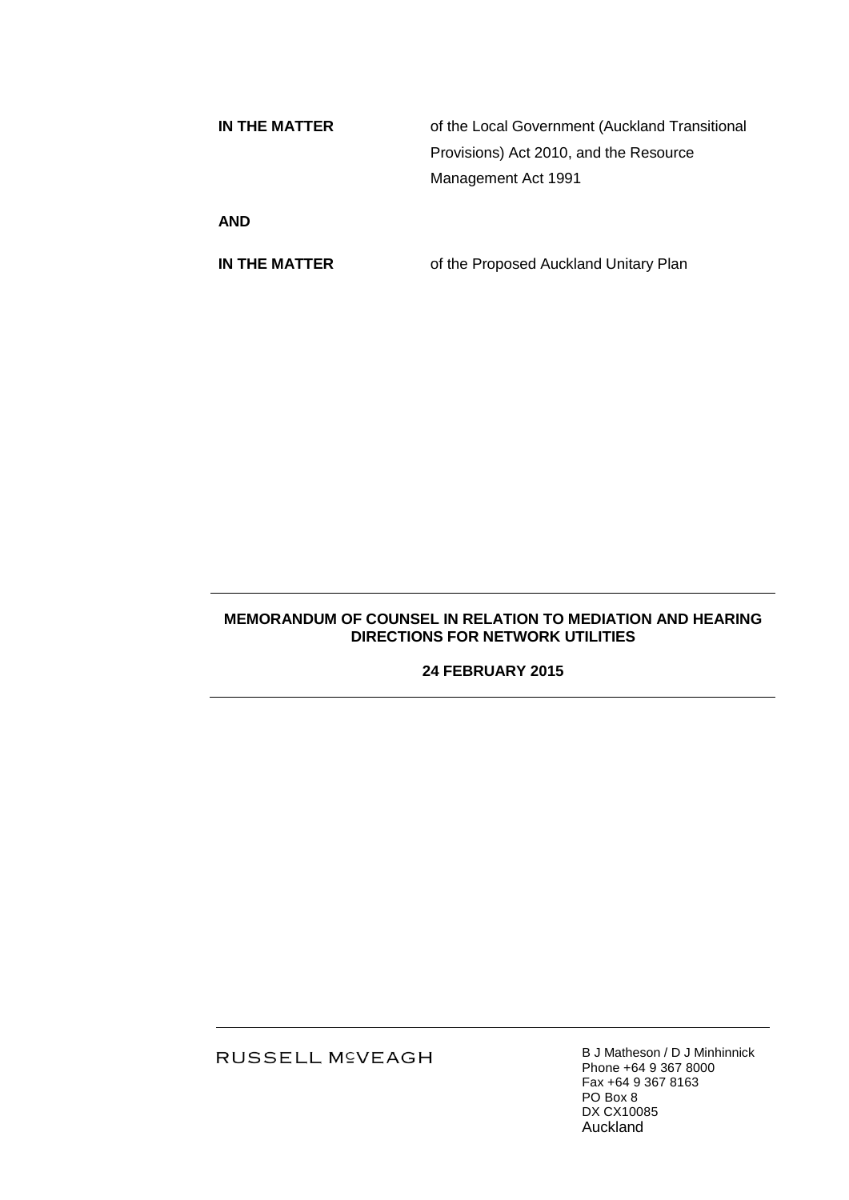**IN THE MATTER** of the Local Government (Auckland Transitional Provisions) Act 2010, and the Resource Management Act 1991

**AND**

**IN THE MATTER** of the Proposed Auckland Unitary Plan

---

**MEMORANDUM OF COUNSEL IN RELATION TO MEDIATION AND HEARING DIRECTIONS FOR NETWORK UTILITIES**

**24 FEBRUARY 2015**

---

RUSSELL McVEAGH

B J Matheson / D J Minhinnick
Phone +64 9 367 8000
Fax +64 9 367 8163
PO Box 8
DX CX10085
Auckland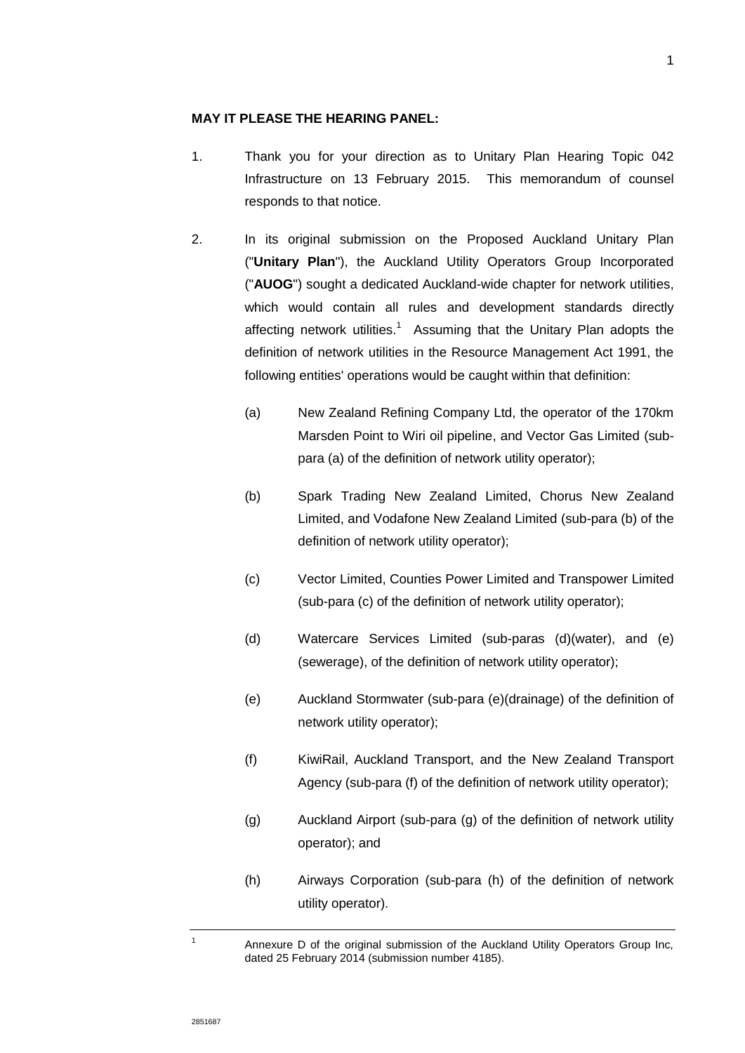**MAY IT PLEASE THE HEARING PANEL:**

1. Thank you for your direction as to Unitary Plan Hearing Topic 042 Infrastructure on 13 February 2015. This memorandum of counsel responds to that notice.

2. In its original submission on the Proposed Auckland Unitary Plan ("**Unitary Plan**"), the Auckland Utility Operators Group Incorporated ("**AUOG**") sought a dedicated Auckland-wide chapter for network utilities, which would contain all rules and development standards directly affecting network utilities.[1] Assuming that the Unitary Plan adopts the definition of network utilities in the Resource Management Act 1991, the following entities' operations would be caught within that definition:

   (a) New Zealand Refining Company Ltd, the operator of the 170km Marsden Point to Wiri oil pipeline, and Vector Gas Limited (sub-para (a) of the definition of network utility operator);

   (b) Spark Trading New Zealand Limited, Chorus New Zealand Limited, and Vodafone New Zealand Limited (sub-para (b) of the definition of network utility operator);

   (c) Vector Limited, Counties Power Limited and Transpower Limited (sub-para (c) of the definition of network utility operator);

   (d) Watercare Services Limited (sub-paras (d)(water), and (e) (sewerage), of the definition of network utility operator);

   (e) Auckland Stormwater (sub-para (e)(drainage) of the definition of network utility operator);

   (f) KiwiRail, Auckland Transport, and the New Zealand Transport Agency (sub-para (f) of the definition of network utility operator);

   (g) Auckland Airport (sub-para (g) of the definition of network utility operator); and

   (h) Airways Corporation (sub-para (h) of the definition of network utility operator).

---

[1] Annexure D of the original submission of the Auckland Utility Operators Group Inc, dated 25 February 2014 (submission number 4185).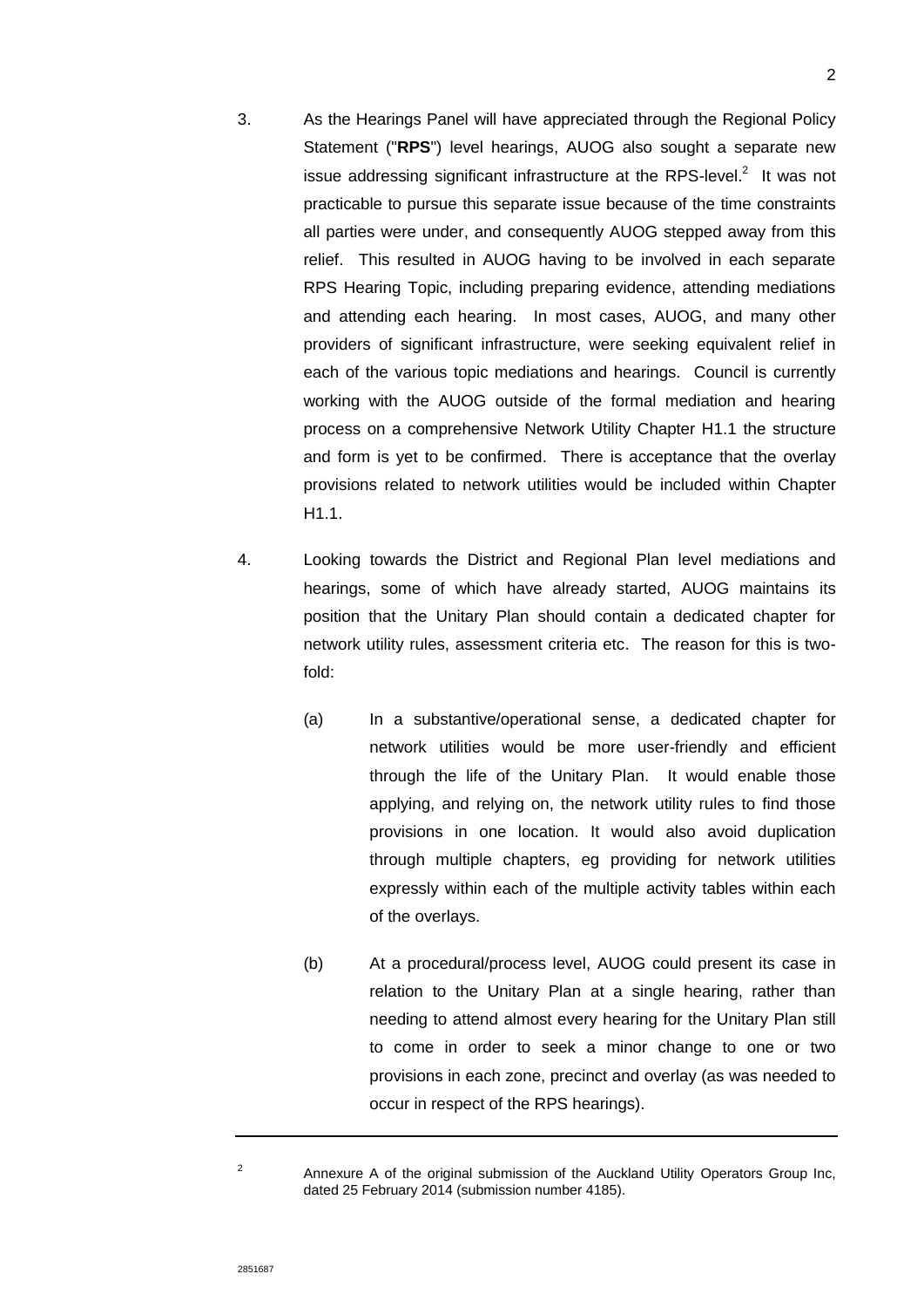3. As the Hearings Panel will have appreciated through the Regional Policy Statement ("**RPS**") level hearings, AUOG also sought a separate new issue addressing significant infrastructure at the RPS-level.[2] It was not practicable to pursue this separate issue because of the time constraints all parties were under, and consequently AUOG stepped away from this relief. This resulted in AUOG having to be involved in each separate RPS Hearing Topic, including preparing evidence, attending mediations and attending each hearing. In most cases, AUOG, and many other providers of significant infrastructure, were seeking equivalent relief in each of the various topic mediations and hearings. Council is currently working with the AUOG outside of the formal mediation and hearing process on a comprehensive Network Utility Chapter H1.1 the structure and form is yet to be confirmed. There is acceptance that the overlay provisions related to network utilities would be included within Chapter H1.1.

4. Looking towards the District and Regional Plan level mediations and hearings, some of which have already started, AUOG maintains its position that the Unitary Plan should contain a dedicated chapter for network utility rules, assessment criteria etc. The reason for this is two-fold:

   (a) In a substantive/operational sense, a dedicated chapter for network utilities would be more user-friendly and efficient through the life of the Unitary Plan. It would enable those applying, and relying on, the network utility rules to find those provisions in one location. It would also avoid duplication through multiple chapters, eg providing for network utilities expressly within each of the multiple activity tables within each of the overlays.

   (b) At a procedural/process level, AUOG could present its case in relation to the Unitary Plan at a single hearing, rather than needing to attend almost every hearing for the Unitary Plan still to come in order to seek a minor change to one or two provisions in each zone, precinct and overlay (as was needed to occur in respect of the RPS hearings).

---

[2] Annexure A of the original submission of the Auckland Utility Operators Group Inc, dated 25 February 2014 (submission number 4185).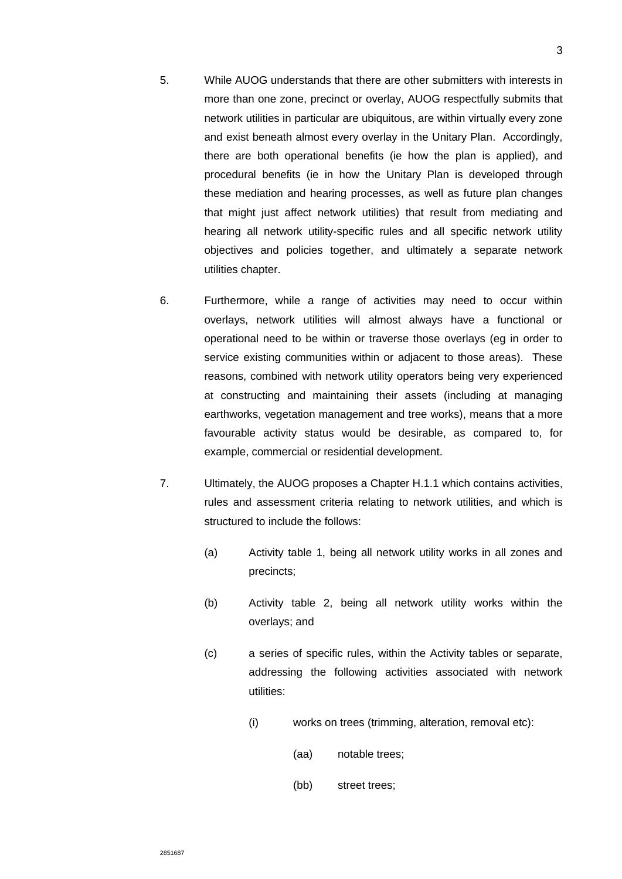5. While AUOG understands that there are other submitters with interests in more than one zone, precinct or overlay, AUOG respectfully submits that network utilities in particular are ubiquitous, are within virtually every zone and exist beneath almost every overlay in the Unitary Plan. Accordingly, there are both operational benefits (ie how the plan is applied), and procedural benefits (ie in how the Unitary Plan is developed through these mediation and hearing processes, as well as future plan changes that might just affect network utilities) that result from mediating and hearing all network utility-specific rules and all specific network utility objectives and policies together, and ultimately a separate network utilities chapter.

6. Furthermore, while a range of activities may need to occur within overlays, network utilities will almost always have a functional or operational need to be within or traverse those overlays (eg in order to service existing communities within or adjacent to those areas). These reasons, combined with network utility operators being very experienced at constructing and maintaining their assets (including at managing earthworks, vegetation management and tree works), means that a more favourable activity status would be desirable, as compared to, for example, commercial or residential development.

7. Ultimately, the AUOG proposes a Chapter H.1.1 which contains activities, rules and assessment criteria relating to network utilities, and which is structured to include the follows:

   (a) Activity table 1, being all network utility works in all zones and precincts;

   (b) Activity table 2, being all network utility works within the overlays; and

   (c) a series of specific rules, within the Activity tables or separate, addressing the following activities associated with network utilities:

      (i) works on trees (trimming, alteration, removal etc):

         (aa) notable trees;

         (bb) street trees;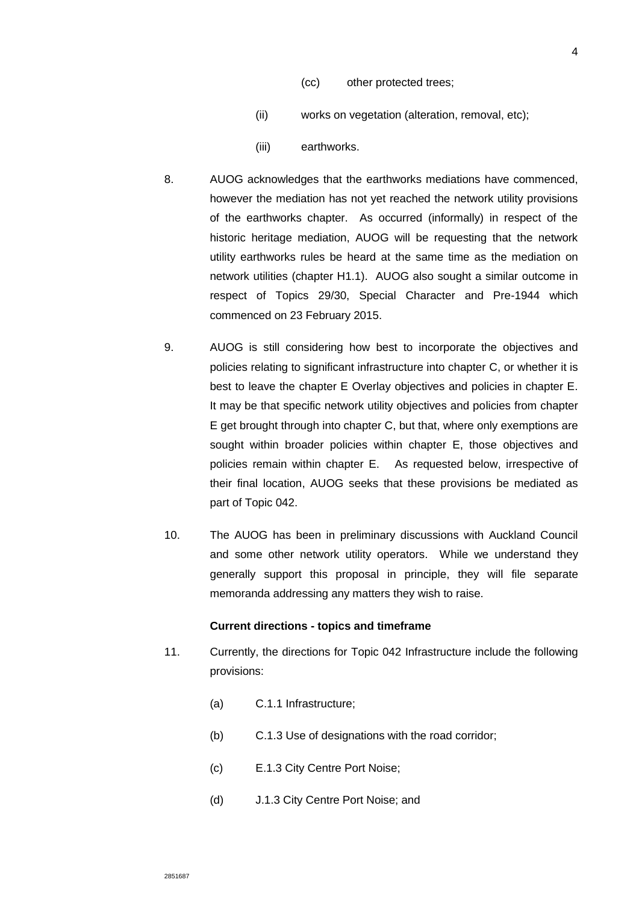(cc) other protected trees;

(ii) works on vegetation (alteration, removal, etc);

(iii) earthworks.

8. AUOG acknowledges that the earthworks mediations have commenced, however the mediation has not yet reached the network utility provisions of the earthworks chapter. As occurred (informally) in respect of the historic heritage mediation, AUOG will be requesting that the network utility earthworks rules be heard at the same time as the mediation on network utilities (chapter H1.1). AUOG also sought a similar outcome in respect of Topics 29/30, Special Character and Pre-1944 which commenced on 23 February 2015.

9. AUOG is still considering how best to incorporate the objectives and policies relating to significant infrastructure into chapter C, or whether it is best to leave the chapter E Overlay objectives and policies in chapter E. It may be that specific network utility objectives and policies from chapter E get brought through into chapter C, but that, where only exemptions are sought within broader policies within chapter E, those objectives and policies remain within chapter E. As requested below, irrespective of their final location, AUOG seeks that these provisions be mediated as part of Topic 042.

10. The AUOG has been in preliminary discussions with Auckland Council and some other network utility operators. While we understand they generally support this proposal in principle, they will file separate memoranda addressing any matters they wish to raise.

**Current directions - topics and timeframe**

11. Currently, the directions for Topic 042 Infrastructure include the following provisions:

(a) C.1.1 Infrastructure;

(b) C.1.3 Use of designations with the road corridor;

(c) E.1.3 City Centre Port Noise;

(d) J.1.3 City Centre Port Noise; and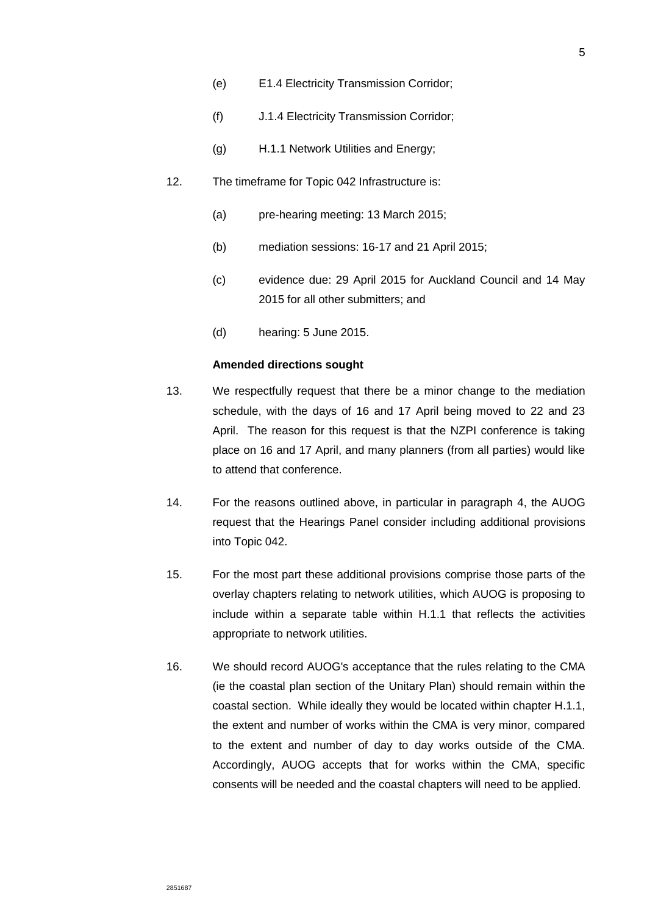(e) E1.4 Electricity Transmission Corridor;

(f) J.1.4 Electricity Transmission Corridor;

(g) H.1.1 Network Utilities and Energy;

12. The timeframe for Topic 042 Infrastructure is:

    (a) pre-hearing meeting: 13 March 2015;

    (b) mediation sessions: 16-17 and 21 April 2015;

    (c) evidence due: 29 April 2015 for Auckland Council and 14 May 2015 for all other submitters; and

    (d) hearing: 5 June 2015.

**Amended directions sought**

13. We respectfully request that there be a minor change to the mediation schedule, with the days of 16 and 17 April being moved to 22 and 23 April. The reason for this request is that the NZPI conference is taking place on 16 and 17 April, and many planners (from all parties) would like to attend that conference.

14. For the reasons outlined above, in particular in paragraph 4, the AUOG request that the Hearings Panel consider including additional provisions into Topic 042.

15. For the most part these additional provisions comprise those parts of the overlay chapters relating to network utilities, which AUOG is proposing to include within a separate table within H.1.1 that reflects the activities appropriate to network utilities.

16. We should record AUOG's acceptance that the rules relating to the CMA (ie the coastal plan section of the Unitary Plan) should remain within the coastal section. While ideally they would be located within chapter H.1.1, the extent and number of works within the CMA is very minor, compared to the extent and number of day to day works outside of the CMA. Accordingly, AUOG accepts that for works within the CMA, specific consents will be needed and the coastal chapters will need to be applied.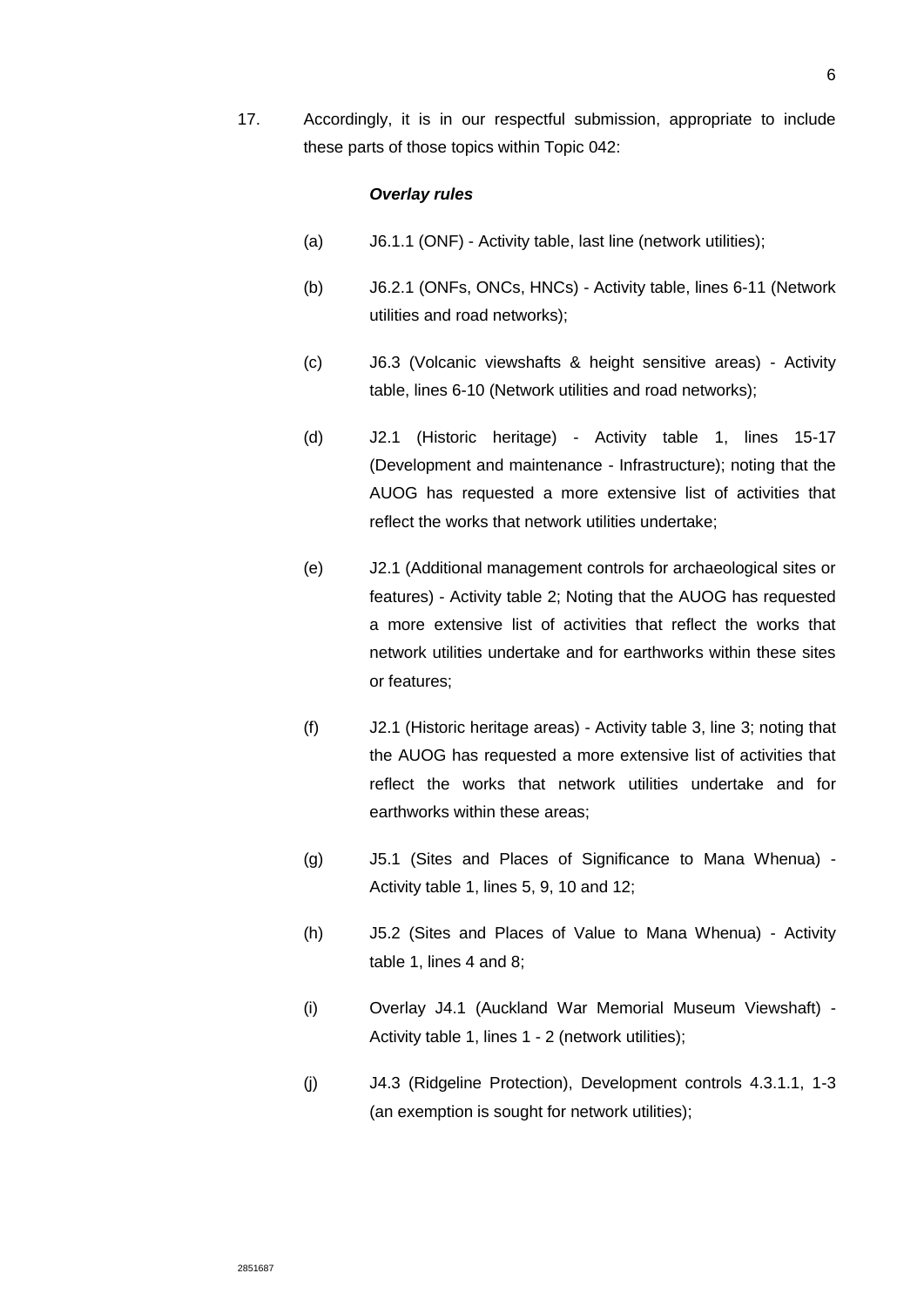17. Accordingly, it is in our respectful submission, appropriate to include these parts of those topics within Topic 042:

***Overlay rules***

(a) J6.1.1 (ONF) - Activity table, last line (network utilities);

(b) J6.2.1 (ONFs, ONCs, HNCs) - Activity table, lines 6-11 (Network utilities and road networks);

(c) J6.3 (Volcanic viewshafts & height sensitive areas) - Activity table, lines 6-10 (Network utilities and road networks);

(d) J2.1 (Historic heritage) - Activity table 1, lines 15-17 (Development and maintenance - Infrastructure); noting that the AUOG has requested a more extensive list of activities that reflect the works that network utilities undertake;

(e) J2.1 (Additional management controls for archaeological sites or features) - Activity table 2; Noting that the AUOG has requested a more extensive list of activities that reflect the works that network utilities undertake and for earthworks within these sites or features;

(f) J2.1 (Historic heritage areas) - Activity table 3, line 3; noting that the AUOG has requested a more extensive list of activities that reflect the works that network utilities undertake and for earthworks within these areas;

(g) J5.1 (Sites and Places of Significance to Mana Whenua) - Activity table 1, lines 5, 9, 10 and 12;

(h) J5.2 (Sites and Places of Value to Mana Whenua) - Activity table 1, lines 4 and 8;

(i) Overlay J4.1 (Auckland War Memorial Museum Viewshaft) - Activity table 1, lines 1 - 2 (network utilities);

(j) J4.3 (Ridgeline Protection), Development controls 4.3.1.1, 1-3 (an exemption is sought for network utilities);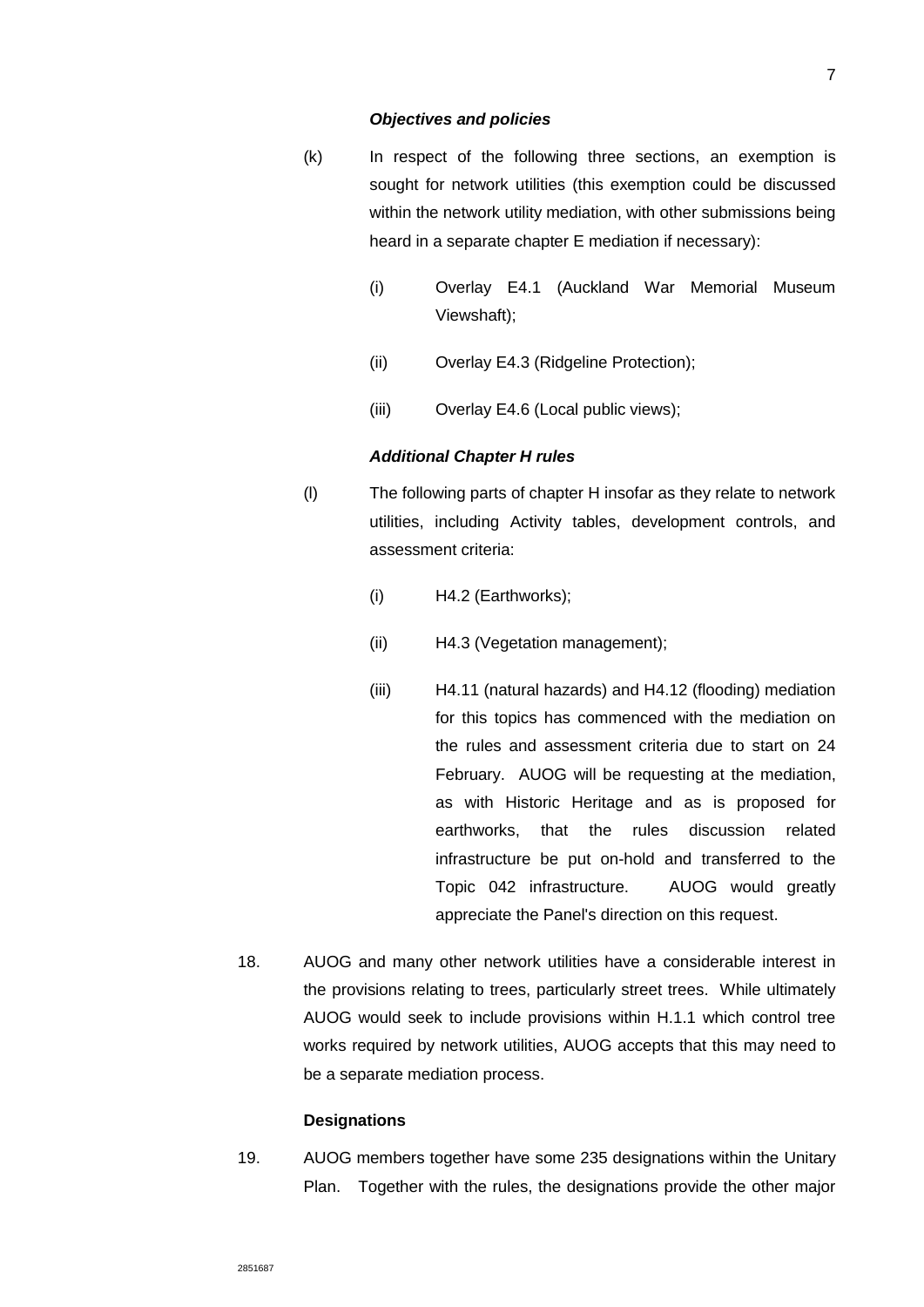***Objectives and policies***

(k) In respect of the following three sections, an exemption is sought for network utilities (this exemption could be discussed within the network utility mediation, with other submissions being heard in a separate chapter E mediation if necessary):

   (i) Overlay E4.1 (Auckland War Memorial Museum Viewshaft);

   (ii) Overlay E4.3 (Ridgeline Protection);

   (iii) Overlay E4.6 (Local public views);

***Additional Chapter H rules***

(l) The following parts of chapter H insofar as they relate to network utilities, including Activity tables, development controls, and assessment criteria:

   (i) H4.2 (Earthworks);

   (ii) H4.3 (Vegetation management);

   (iii) H4.11 (natural hazards) and H4.12 (flooding) mediation for this topics has commenced with the mediation on the rules and assessment criteria due to start on 24 February. AUOG will be requesting at the mediation, as with Historic Heritage and as is proposed for earthworks, that the rules discussion related infrastructure be put on-hold and transferred to the Topic 042 infrastructure. AUOG would greatly appreciate the Panel's direction on this request.

18. AUOG and many other network utilities have a considerable interest in the provisions relating to trees, particularly street trees. While ultimately AUOG would seek to include provisions within H.1.1 which control tree works required by network utilities, AUOG accepts that this may need to be a separate mediation process.

**Designations**

19. AUOG members together have some 235 designations within the Unitary Plan. Together with the rules, the designations provide the other major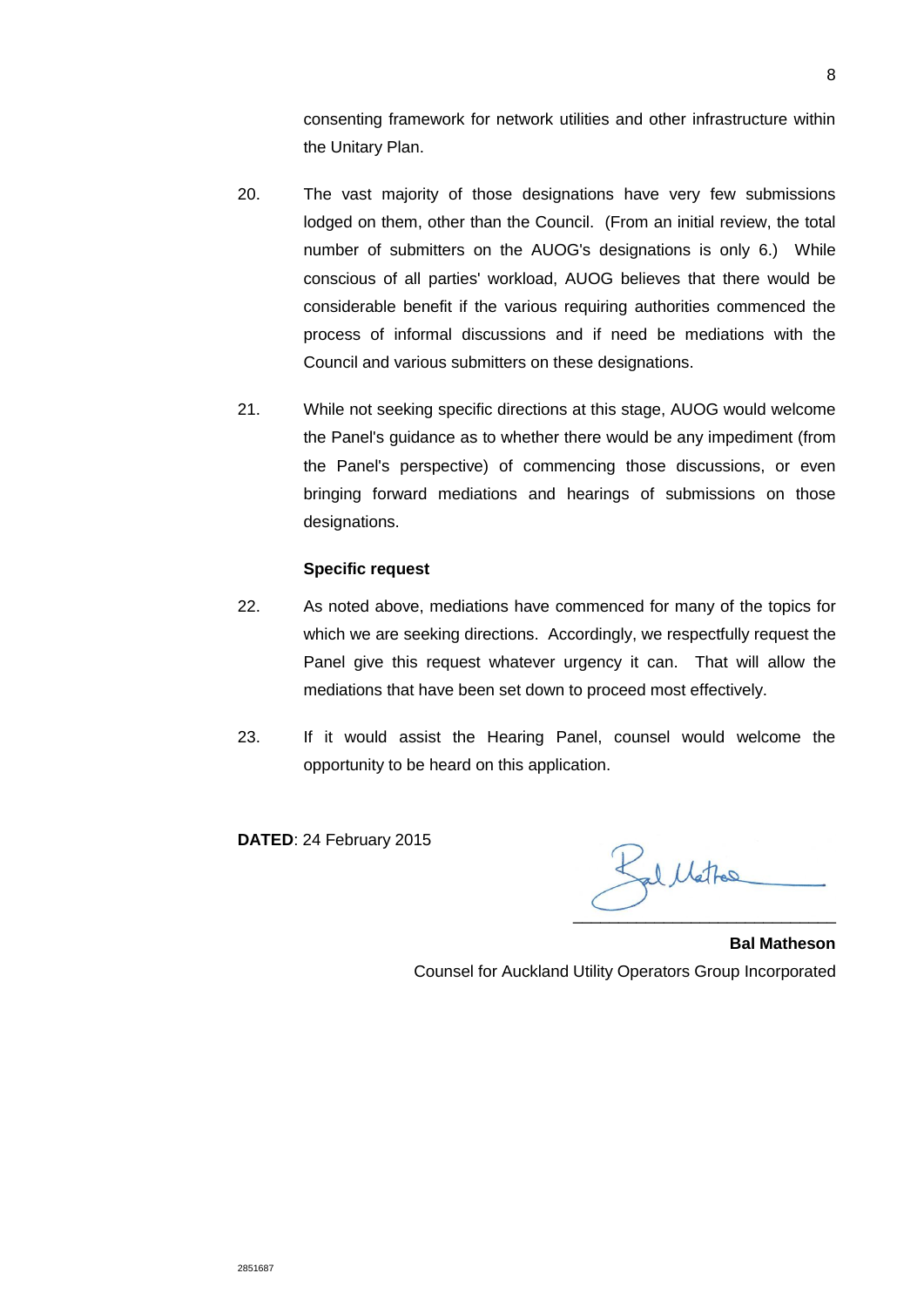consenting framework for network utilities and other infrastructure within the Unitary Plan.

20. The vast majority of those designations have very few submissions lodged on them, other than the Council. (From an initial review, the total number of submitters on the AUOG's designations is only 6.) While conscious of all parties' workload, AUOG believes that there would be considerable benefit if the various requiring authorities commenced the process of informal discussions and if need be mediations with the Council and various submitters on these designations.

21. While not seeking specific directions at this stage, AUOG would welcome the Panel's guidance as to whether there would be any impediment (from the Panel's perspective) of commencing those discussions, or even bringing forward mediations and hearings of submissions on those designations.

**Specific request**

22. As noted above, mediations have commenced for many of the topics for which we are seeking directions. Accordingly, we respectfully request the Panel give this request whatever urgency it can. That will allow the mediations that have been set down to proceed most effectively.

23. If it would assist the Hearing Panel, counsel would welcome the opportunity to be heard on this application.

**DATED**: 24 February 2015

\_\_\_\_\_\_\_\_\_\_\_\_\_\_\_\_\_\_\_\_\_\_\_\_\_\_\_\_\_\_

**Bal Matheson**
Counsel for Auckland Utility Operators Group Incorporated

2851687